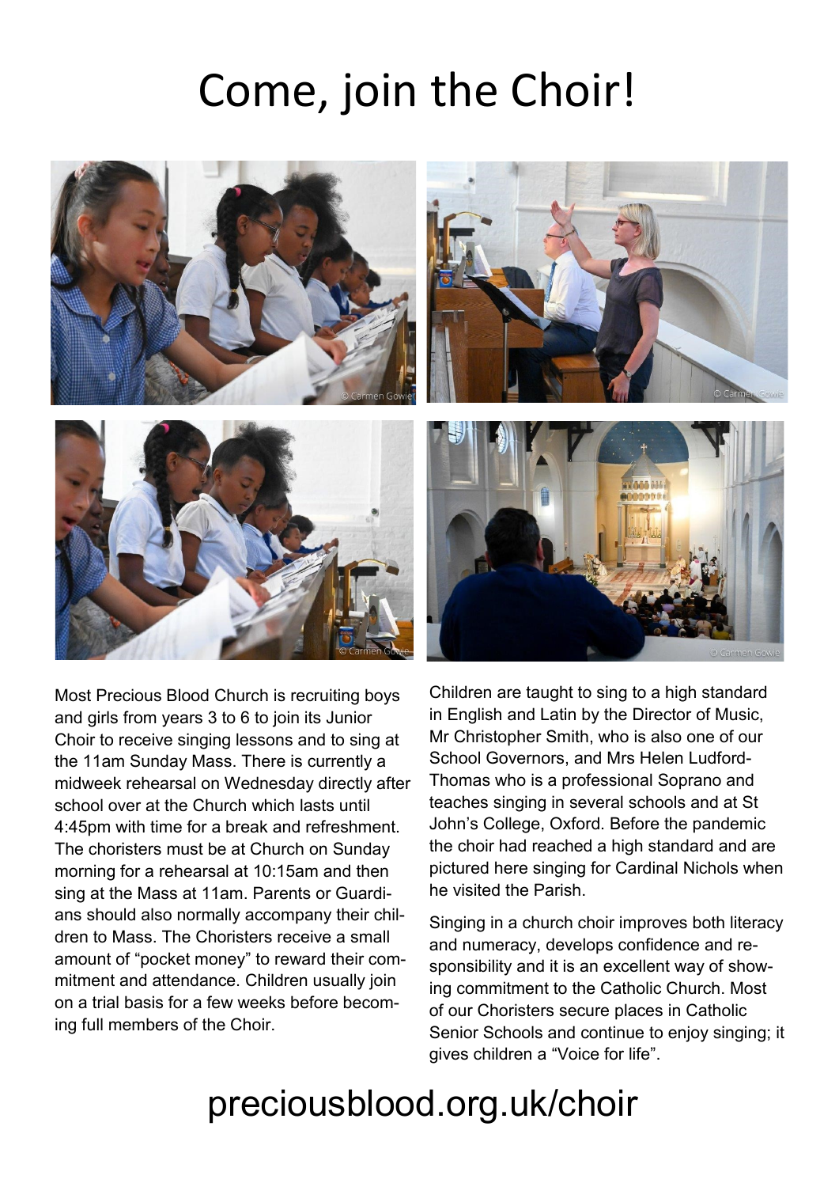# Come, join the Choir!

Most Precious Blood Church is recruiting boys and girls from years 3 to 6 to join its Junior Choir to receive singing lessons and to sing at the 11am Sunday Mass. There is currently a midweek rehearsal on Wednesday directly after school over at the Church which lasts until 4:45pm with time for a break and refreshment. The choristers must be at Church on Sunday morning for a rehearsal at 10:15am and then sing at the Mass at 11am. Parents or Guardians should also normally accompany their children to Mass. The Choristers receive a small amount of "pocket money" to reward their commitment and attendance. Children usually join on a trial basis for a few weeks before becoming full members of the Choir.

Children are taught to sing to a high standard in English and Latin by the Director of Music, Mr Christopher Smith, who is also one of our School Governors, and Mrs Helen Ludford-Thomas who is a professional Soprano and teaches singing in several schools and at St John's College, Oxford. Before the pandemic the choir had reached a high standard and are pictured here singing for Cardinal Nichols when he visited the Parish.

Singing in a church choir improves both literacy and numeracy, develops confidence and responsibility and it is an excellent way of showing commitment to the Catholic Church. Most of our Choristers secure places in Catholic Senior Schools and continue to enjoy singing; it gives children a "Voice for life".

## preciousblood.org.uk/choir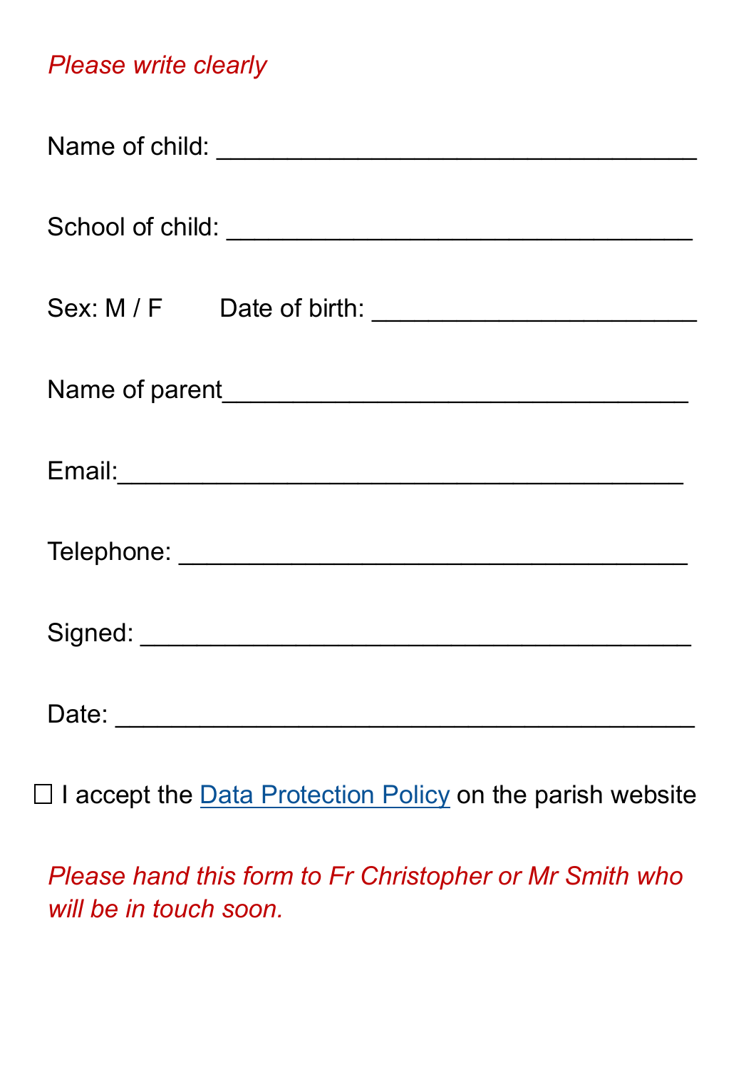*Please write clearly*

Name of child: ___________________________________

School of child: __________________________________

Sex: M / F Date of birth: ________________________

Name of parent___________________________________

Email:_________________________________________

Telephone: _____________________________________

Signed: ________________________________________

Date: __________________________________________

☐ I accept the Data Protection Policy on the parish website

*Please hand this form to Fr Christopher or Mr Smith who will be in touch soon.*